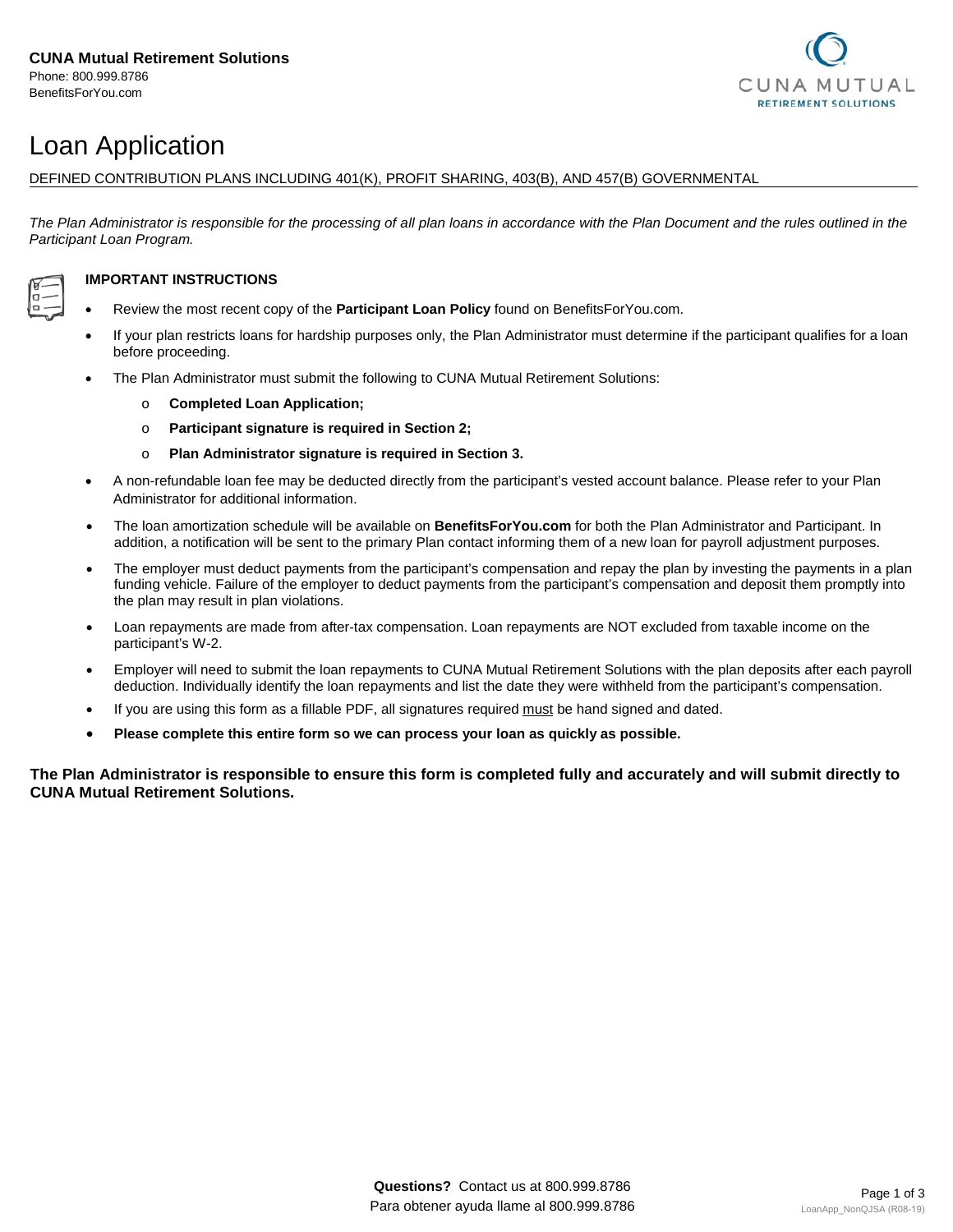**CUNA Mutual Retirement Solutions**
Phone: 800.999.8786
BenefitsForYou.com

# Loan Application

DEFINED CONTRIBUTION PLANS INCLUDING 401(K), PROFIT SHARING, 403(B), AND 457(B) GOVERNMENTAL

*The Plan Administrator is responsible for the processing of all plan loans in accordance with the Plan Document and the rules outlined in the Participant Loan Program.*

**IMPORTANT INSTRUCTIONS**

- Review the most recent copy of the **Participant Loan Policy** found on BenefitsForYou.com.
- If your plan restricts loans for hardship purposes only, the Plan Administrator must determine if the participant qualifies for a loan before proceeding.
- The Plan Administrator must submit the following to CUNA Mutual Retirement Solutions:
  - **Completed Loan Application;**
  - **Participant signature is required in Section 2;**
  - **Plan Administrator signature is required in Section 3.**
- A non-refundable loan fee may be deducted directly from the participant's vested account balance. Please refer to your Plan Administrator for additional information.
- The loan amortization schedule will be available on **BenefitsForYou.com** for both the Plan Administrator and Participant. In addition, a notification will be sent to the primary Plan contact informing them of a new loan for payroll adjustment purposes.
- The employer must deduct payments from the participant's compensation and repay the plan by investing the payments in a plan funding vehicle. Failure of the employer to deduct payments from the participant's compensation and deposit them promptly into the plan may result in plan violations.
- Loan repayments are made from after-tax compensation. Loan repayments are NOT excluded from taxable income on the participant's W-2.
- Employer will need to submit the loan repayments to CUNA Mutual Retirement Solutions with the plan deposits after each payroll deduction. Individually identify the loan repayments and list the date they were withheld from the participant's compensation.
- If you are using this form as a fillable PDF, all signatures required must be hand signed and dated.
- **Please complete this entire form so we can process your loan as quickly as possible.**

**The Plan Administrator is responsible to ensure this form is completed fully and accurately and will submit directly to CUNA Mutual Retirement Solutions.**

**Questions?** Contact us at 800.999.8786
Para obtener ayuda llame al 800.999.8786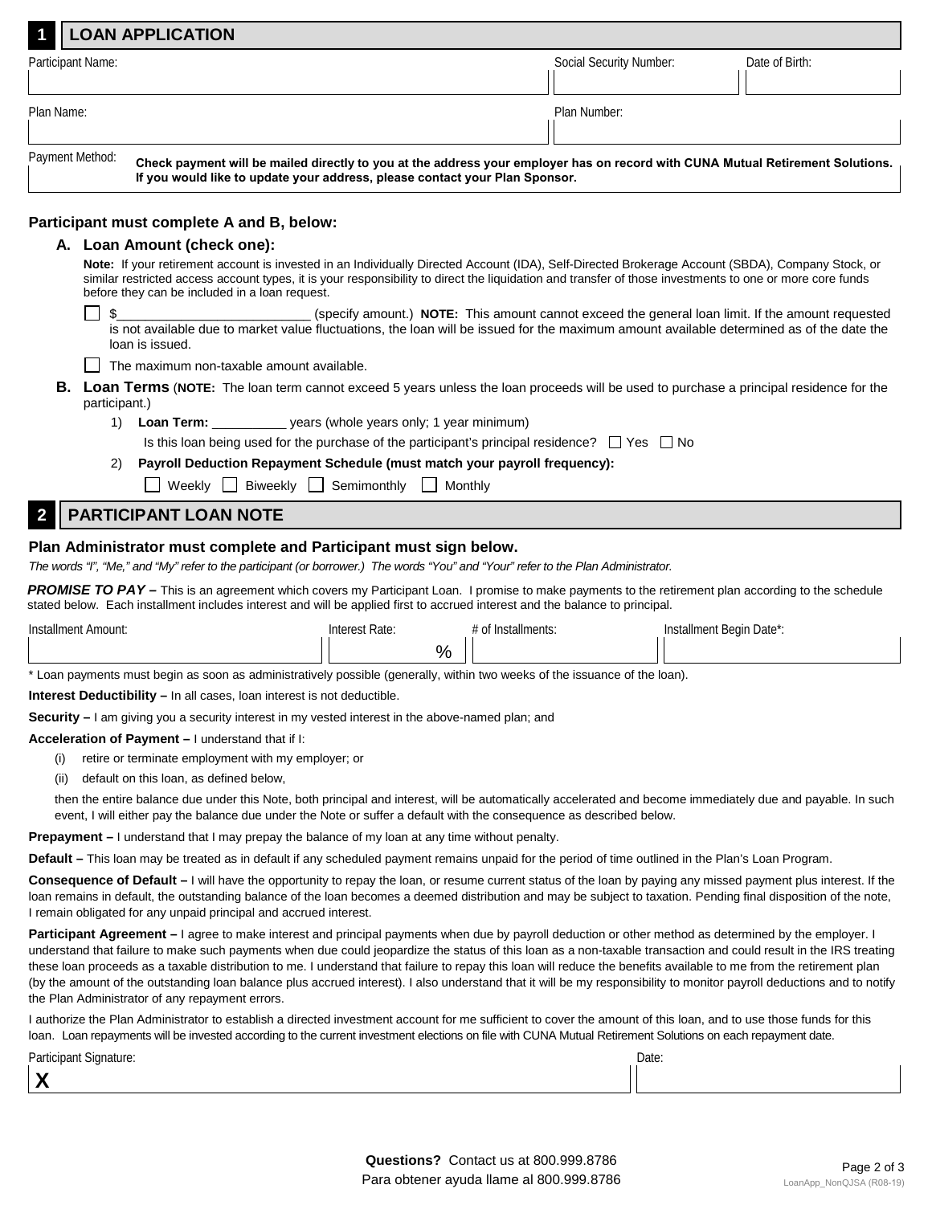## 1 LOAN APPLICATION

| Participant Name: | Social Security Number: | Date of Birth: |
|---|---|---|
| | | |

| Plan Name: | Plan Number: |
|---|---|
| | |

Payment Method: **Check payment will be mailed directly to you at the address your employer has on record with CUNA Mutual Retirement Solutions. If you would like to update your address, please contact your Plan Sponsor.**

### Participant must complete A and B, below:

**A. Loan Amount (check one):**

**Note:** If your retirement account is invested in an Individually Directed Account (IDA), Self-Directed Brokerage Account (SBDA), Company Stock, or similar restricted access account types, it is your responsibility to direct the liquidation and transfer of those investments to one or more core funds before they can be included in a loan request.

- ☐ $__________________________ (specify amount.) **NOTE:** This amount cannot exceed the general loan limit. If the amount requested is not available due to market value fluctuations, the loan will be issued for the maximum amount available determined as of the date the loan is issued.
- ☐ The maximum non-taxable amount available.

**B. Loan Terms** (**NOTE:** The loan term cannot exceed 5 years unless the loan proceeds will be used to purchase a principal residence for the participant.)

1) **Loan Term:** __________ years (whole years only; 1 year minimum)

   Is this loan being used for the purchase of the participant's principal residence? ☐ Yes ☐ No

2) **Payroll Deduction Repayment Schedule (must match your payroll frequency):**

   ☐ Weekly ☐ Biweekly ☐ Semimonthly ☐ Monthly

## 2 PARTICIPANT LOAN NOTE

### Plan Administrator must complete and Participant must sign below.

*The words "I", "Me," and "My" refer to the participant (or borrower.) The words "You" and "Your" refer to the Plan Administrator.*

***PROMISE TO PAY –*** This is an agreement which covers my Participant Loan. I promise to make payments to the retirement plan according to the schedule stated below. Each installment includes interest and will be applied first to accrued interest and the balance to principal.

| Installment Amount: | Interest Rate: | # of Installments: | Installment Begin Date*: |
|---|---|---|---|
| | % | | |

\* Loan payments must begin as soon as administratively possible (generally, within two weeks of the issuance of the loan).

**Interest Deductibility –** In all cases, loan interest is not deductible.

**Security –** I am giving you a security interest in my vested interest in the above-named plan; and

**Acceleration of Payment –** I understand that if I:

(i) retire or terminate employment with my employer; or

(ii) default on this loan, as defined below,

then the entire balance due under this Note, both principal and interest, will be automatically accelerated and become immediately due and payable. In such event, I will either pay the balance due under the Note or suffer a default with the consequence as described below.

**Prepayment –** I understand that I may prepay the balance of my loan at any time without penalty.

**Default –** This loan may be treated as in default if any scheduled payment remains unpaid for the period of time outlined in the Plan's Loan Program.

**Consequence of Default –** I will have the opportunity to repay the loan, or resume current status of the loan by paying any missed payment plus interest. If the loan remains in default, the outstanding balance of the loan becomes a deemed distribution and may be subject to taxation. Pending final disposition of the note, I remain obligated for any unpaid principal and accrued interest.

**Participant Agreement –** I agree to make interest and principal payments when due by payroll deduction or other method as determined by the employer. I understand that failure to make such payments when due could jeopardize the status of this loan as a non-taxable transaction and could result in the IRS treating these loan proceeds as a taxable distribution to me. I understand that failure to repay this loan will reduce the benefits available to me from the retirement plan (by the amount of the outstanding loan balance plus accrued interest). I also understand that it will be my responsibility to monitor payroll deductions and to notify the Plan Administrator of any repayment errors.

I authorize the Plan Administrator to establish a directed investment account for me sufficient to cover the amount of this loan, and to use those funds for this loan. Loan repayments will be invested according to the current investment elections on file with CUNA Mutual Retirement Solutions on each repayment date.

| Participant Signature: | Date: |
|---|---|
| **X** | |

**Questions?** Contact us at 800.999.8786
Para obtener ayuda llame al 800.999.8786

LoanApp_NonQJSA (R08-19)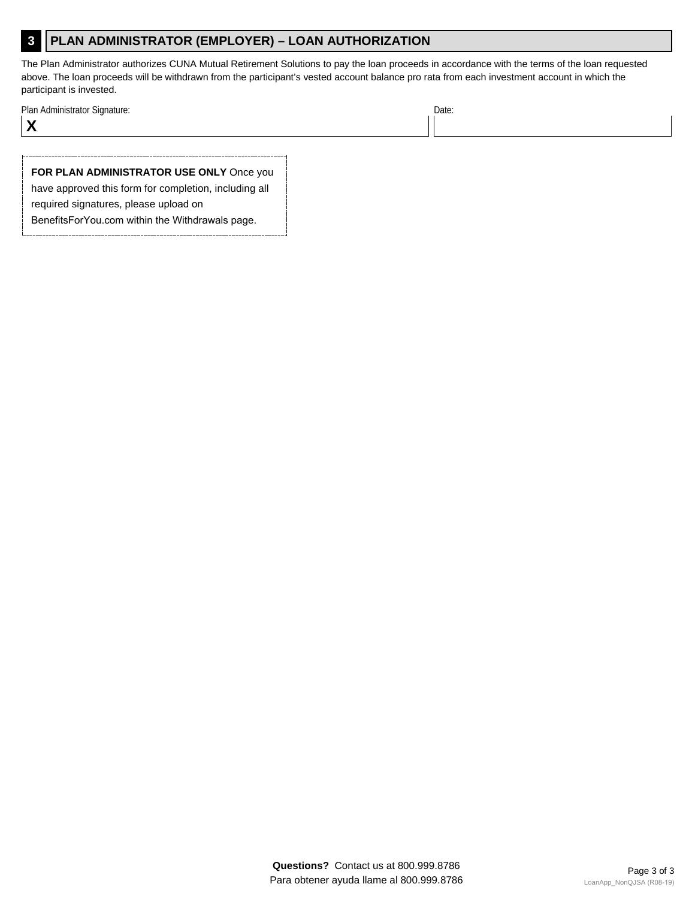## 3 PLAN ADMINISTRATOR (EMPLOYER) – LOAN AUTHORIZATION

The Plan Administrator authorizes CUNA Mutual Retirement Solutions to pay the loan proceeds in accordance with the terms of the loan requested above. The loan proceeds will be withdrawn from the participant's vested account balance pro rata from each investment account in which the participant is invested.

| Plan Administrator Signature: | Date: |
| --- | --- |
| X | |

**FOR PLAN ADMINISTRATOR USE ONLY** Once you have approved this form for completion, including all required signatures, please upload on BenefitsForYou.com within the Withdrawals page.

**Questions?** Contact us at 800.999.8786
Para obtener ayuda llame al 800.999.8786

LoanApp_NonQJSA (R08-19)